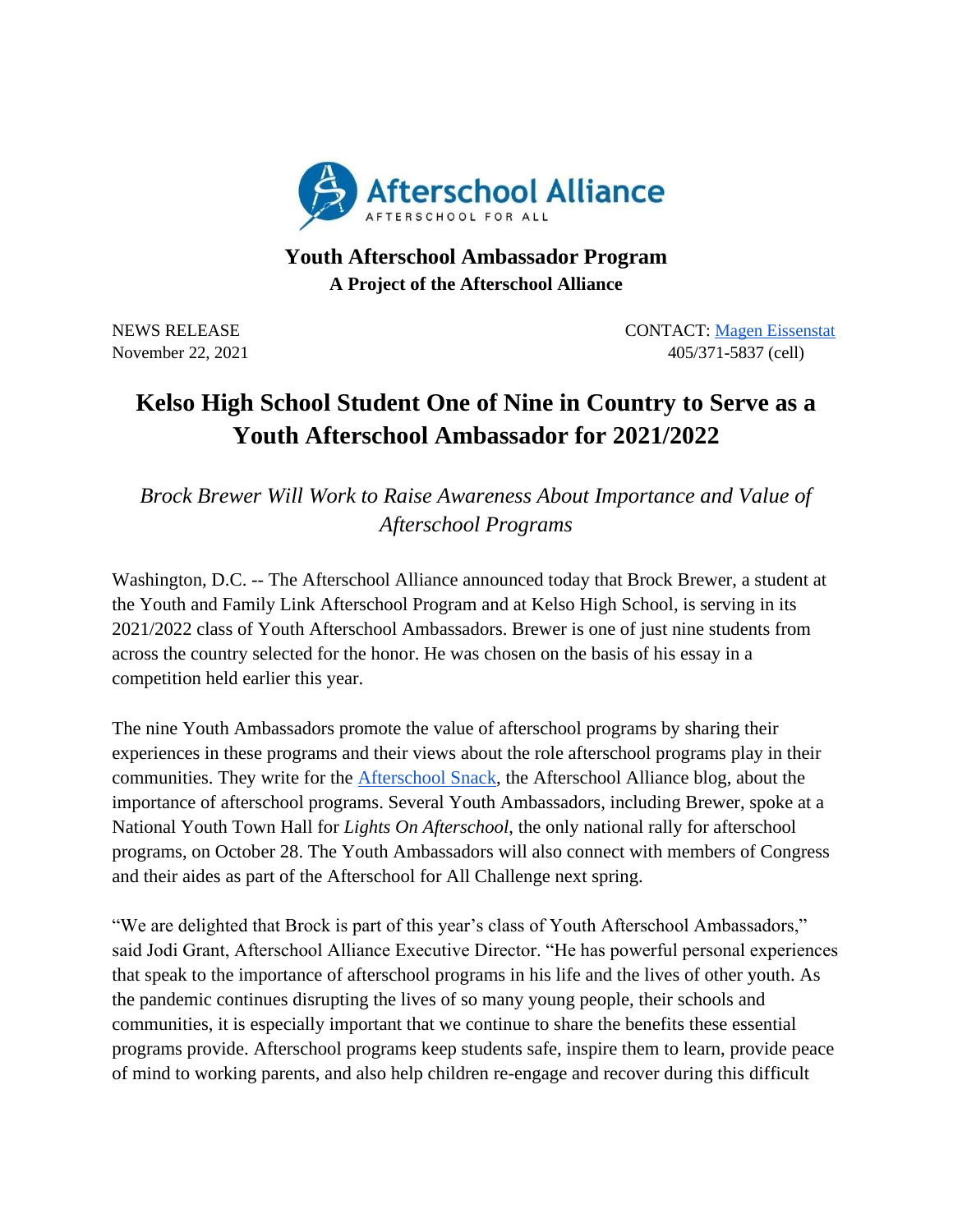Afterschool Alliance
AFTERSCHOOL FOR ALL

**Youth Afterschool Ambassador Program**
**A Project of the Afterschool Alliance**

NEWS RELEASE
November 22, 2021

CONTACT: [Magen Eissenstat](#)
405/371-5837 (cell)

# Kelso High School Student One of Nine in Country to Serve as a Youth Afterschool Ambassador for 2021/2022

*Brock Brewer Will Work to Raise Awareness About Importance and Value of Afterschool Programs*

Washington, D.C. -- The Afterschool Alliance announced today that Brock Brewer, a student at the Youth and Family Link Afterschool Program and at Kelso High School, is serving in its 2021/2022 class of Youth Afterschool Ambassadors. Brewer is one of just nine students from across the country selected for the honor. He was chosen on the basis of his essay in a competition held earlier this year.

The nine Youth Ambassadors promote the value of afterschool programs by sharing their experiences in these programs and their views about the role afterschool programs play in their communities. They write for the [Afterschool Snack](#), the Afterschool Alliance blog, about the importance of afterschool programs. Several Youth Ambassadors, including Brewer, spoke at a National Youth Town Hall for *Lights On Afterschool*, the only national rally for afterschool programs, on October 28. The Youth Ambassadors will also connect with members of Congress and their aides as part of the Afterschool for All Challenge next spring.

"We are delighted that Brock is part of this year's class of Youth Afterschool Ambassadors," said Jodi Grant, Afterschool Alliance Executive Director. "He has powerful personal experiences that speak to the importance of afterschool programs in his life and the lives of other youth. As the pandemic continues disrupting the lives of so many young people, their schools and communities, it is especially important that we continue to share the benefits these essential programs provide. Afterschool programs keep students safe, inspire them to learn, provide peace of mind to working parents, and also help children re-engage and recover during this difficult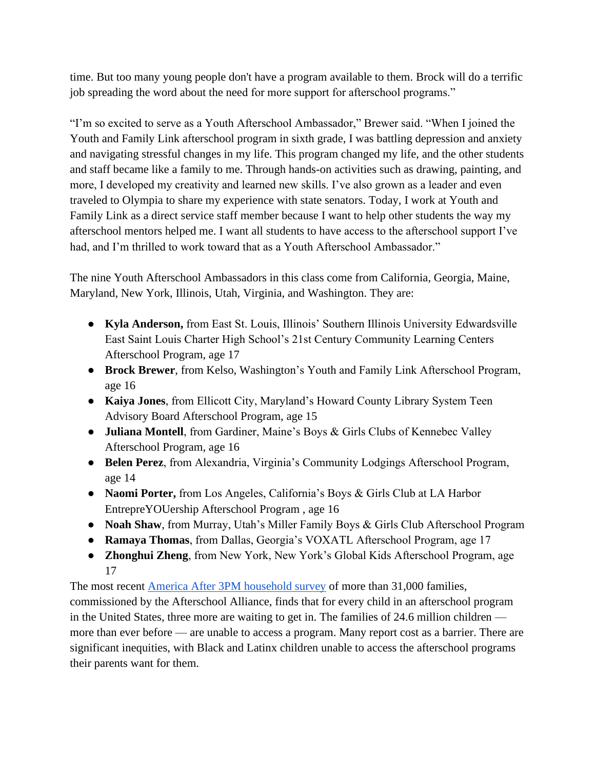time. But too many young people don't have a program available to them. Brock will do a terrific job spreading the word about the need for more support for afterschool programs."

"I'm so excited to serve as a Youth Afterschool Ambassador," Brewer said. "When I joined the Youth and Family Link afterschool program in sixth grade, I was battling depression and anxiety and navigating stressful changes in my life. This program changed my life, and the other students and staff became like a family to me. Through hands-on activities such as drawing, painting, and more, I developed my creativity and learned new skills. I've also grown as a leader and even traveled to Olympia to share my experience with state senators. Today, I work at Youth and Family Link as a direct service staff member because I want to help other students the way my afterschool mentors helped me. I want all students to have access to the afterschool support I've had, and I'm thrilled to work toward that as a Youth Afterschool Ambassador."

The nine Youth Afterschool Ambassadors in this class come from California, Georgia, Maine, Maryland, New York, Illinois, Utah, Virginia, and Washington. They are:

- **Kyla Anderson,** from East St. Louis, Illinois' Southern Illinois University Edwardsville East Saint Louis Charter High School's 21st Century Community Learning Centers Afterschool Program, age 17
- **Brock Brewer**, from Kelso, Washington's Youth and Family Link Afterschool Program, age 16
- **Kaiya Jones**, from Ellicott City, Maryland's Howard County Library System Teen Advisory Board Afterschool Program, age 15
- **Juliana Montell**, from Gardiner, Maine's Boys & Girls Clubs of Kennebec Valley Afterschool Program, age 16
- **Belen Perez**, from Alexandria, Virginia's Community Lodgings Afterschool Program, age 14
- **Naomi Porter,** from Los Angeles, California's Boys & Girls Club at LA Harbor EntrepreYOUership Afterschool Program , age 16
- **Noah Shaw**, from Murray, Utah's Miller Family Boys & Girls Club Afterschool Program
- **Ramaya Thomas**, from Dallas, Georgia's VOXATL Afterschool Program, age 17
- **Zhonghui Zheng**, from New York, New York's Global Kids Afterschool Program, age 17

The most recent [America After 3PM household survey](#) of more than 31,000 families, commissioned by the Afterschool Alliance, finds that for every child in an afterschool program in the United States, three more are waiting to get in. The families of 24.6 million children — more than ever before — are unable to access a program. Many report cost as a barrier. There are significant inequities, with Black and Latinx children unable to access the afterschool programs their parents want for them.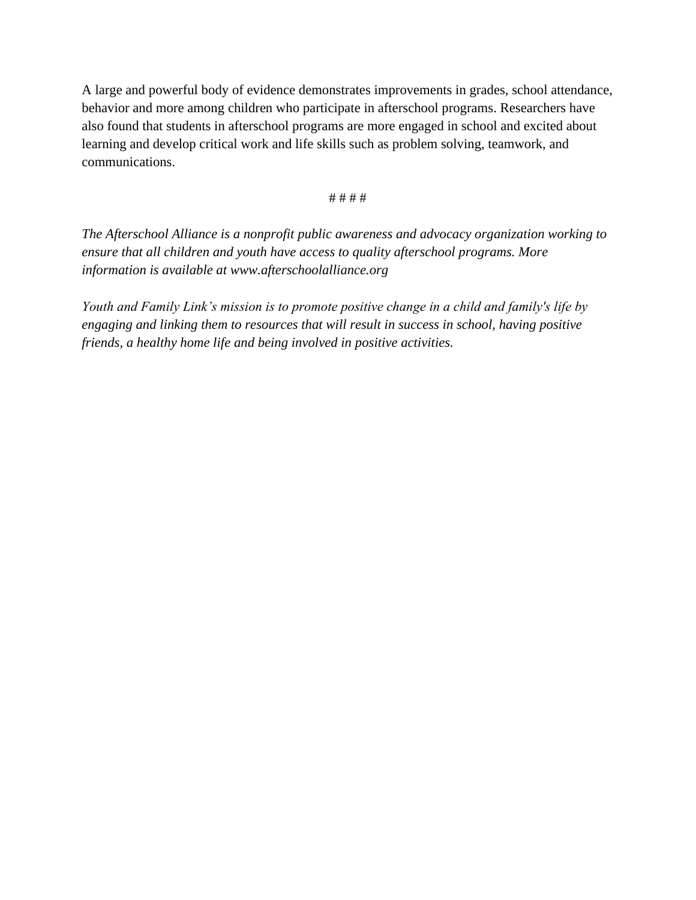A large and powerful body of evidence demonstrates improvements in grades, school attendance, behavior and more among children who participate in afterschool programs. Researchers have also found that students in afterschool programs are more engaged in school and excited about learning and develop critical work and life skills such as problem solving, teamwork, and communications.

# # # #

*The Afterschool Alliance is a nonprofit public awareness and advocacy organization working to ensure that all children and youth have access to quality afterschool programs. More information is available at www.afterschoolalliance.org*

*Youth and Family Link's mission is to promote positive change in a child and family's life by engaging and linking them to resources that will result in success in school, having positive friends, a healthy home life and being involved in positive activities.*